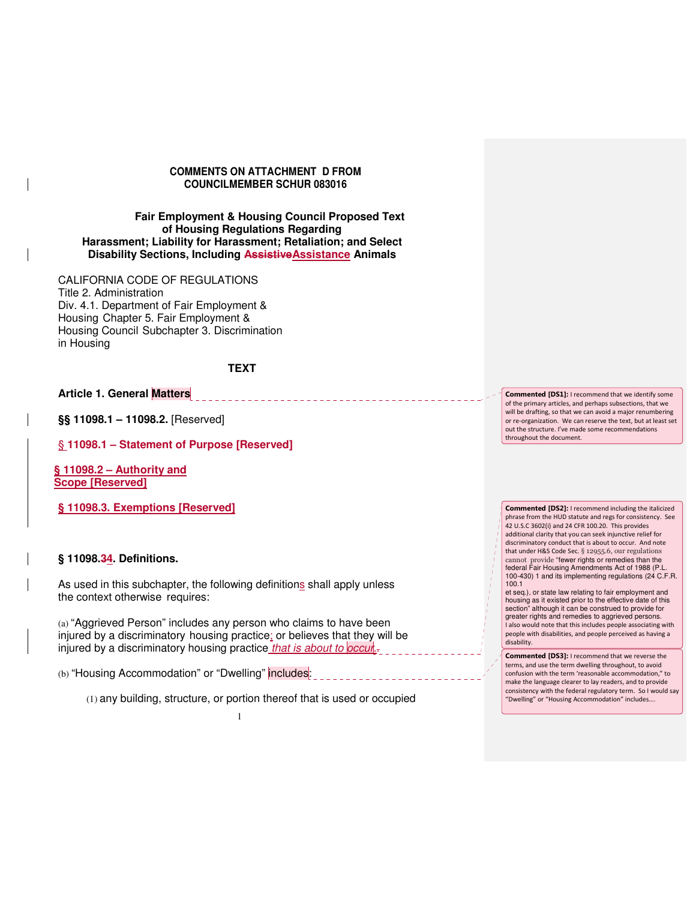**COMMENTS ON ATTACHMENT D FROM COUNCILMEMBER SCHUR 083016**

**Fair Employment & Housing Council Proposed Text of Housing Regulations Regarding Harassment; Liability for Harassment; Retaliation; and Select Disability Sections, Including ~~Assistive~~Assistance Animals**

CALIFORNIA CODE OF REGULATIONS
Title 2. Administration
Div. 4.1. Department of Fair Employment & Housing Chapter 5. Fair Employment & Housing Council Subchapter 3. Discrimination in Housing

**TEXT**

**Article 1. General Matters**

> **Commented [DS1]:** I recommend that we identify some of the primary articles, and perhaps subsections, that we will be drafting, so that we can avoid a major renumbering or re-organization. We can reserve the text, but at least set out the structure. I've made some recommendations throughout the document.

**§§ 11098.1 – 11098.2.** [Reserved]

**§ 11098.1 – Statement of Purpose [Reserved]**

**§ 11098.2 – Authority and Scope [Reserved]**

**§ 11098.3. Exemptions [Reserved]**

**§ 11098.~~3~~4. Definitions.**

As used in this subchapter, the following definitions shall apply unless the context otherwise requires:

(a) "Aggrieved Person" includes any person who claims to have been injured by a discriminatory housing practice; or believes that they will be injured by a discriminatory housing practice *that is about to occur*.

> **Commented [DS2]:** I recommend including the italicized phrase from the HUD statute and regs for consistency. See 42 U.S.C 3602(i) and 24 CFR 100.20. This provides additional clarity that you can seek injunctive relief for discriminatory conduct that is about to occur. And note that under H&S Code Sec. § 12955.6, our regulations cannot provide "fewer rights or remedies than the federal Fair Housing Amendments Act of 1988 (P.L. 100-430) 1 and its implementing regulations (24 C.F.R. 100.1 et seq.), or state law relating to fair employment and housing as it existed prior to the effective date of this section" although it can be construed to provide for greater rights and remedies to aggrieved persons. I also would note that this includes people associating with people with disabilities, and people perceived as having a disability.

(b) "Housing Accommodation" or "Dwelling" includes:

> **Commented [DS3]:** I recommend that we reverse the terms, and use the term dwelling throughout, to avoid confusion with the term 'reasonable accommodation," to make the language clearer to lay readers, and to provide consistency with the federal regulatory term. So I would say "Dwelling" or "Housing Accommodation" includes….

(1) any building, structure, or portion thereof that is used or occupied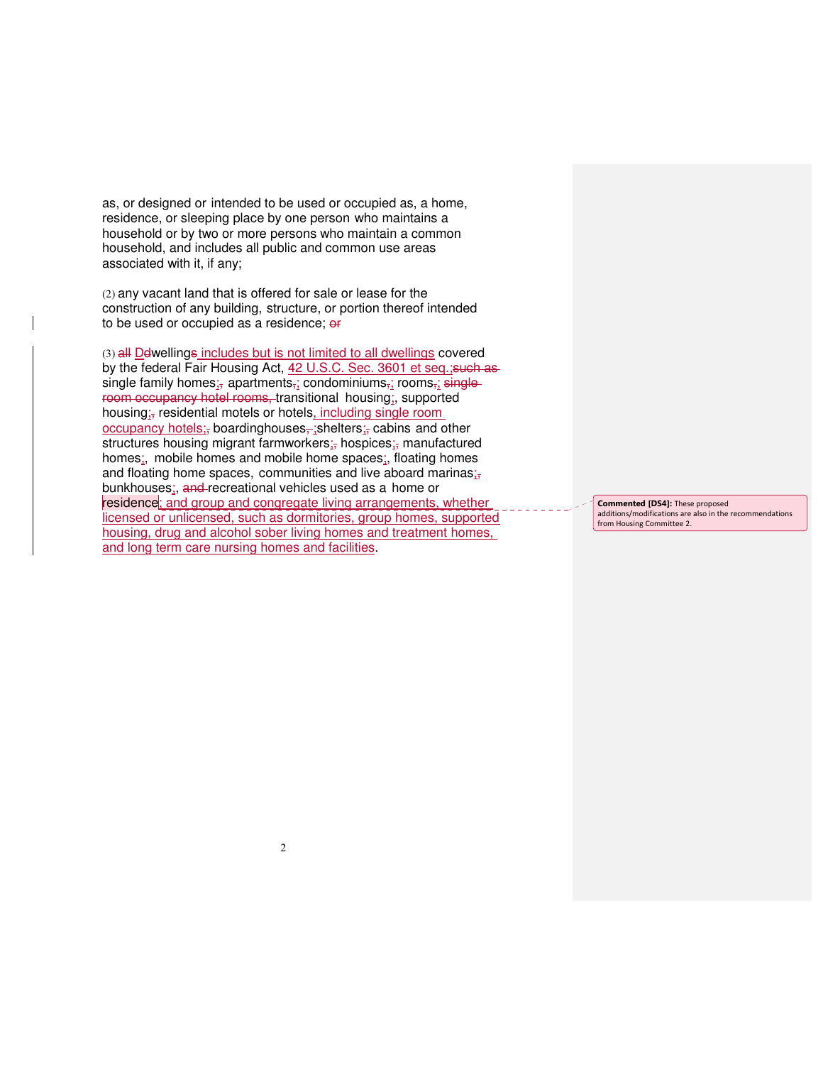as, or designed or intended to be used or occupied as, a home, residence, or sleeping place by one person who maintains a household or by two or more persons who maintain a common household, and includes all public and common use areas associated with it, if any;

(2) any vacant land that is offered for sale or lease for the construction of any building, structure, or portion thereof intended to be used or occupied as a residence; ~~or~~

(3) ~~all D~~Dwelling~~s~~ includes but is not limited to all dwellings covered by the federal Fair Housing Act, 42 U.S.C. Sec. 3601 et seq.;~~such as~~ single family homes;~~,~~ apartments~~,~~; condominiums~~,~~; rooms~~,~~; ~~single room occupancy hotel rooms,~~ transitional housing;~~,~~ supported housing;~~,~~ residential motels or hotels, including single room occupancy hotels;~~,~~ boardinghouses~~,~~ ;shelters;~~,~~ cabins and other structures housing migrant farmworkers;~~,~~ hospices;~~,~~ manufactured homes;, mobile homes and mobile home spaces;, floating homes and floating home spaces, communities and live aboard marinas;~~,~~ bunkhouses;, ~~and~~ recreational vehicles used as a home or residence; and group and congregate living arrangements, whether licensed or unlicensed, such as dormitories, group homes, supported housing, drug and alcohol sober living homes and treatment homes, and long term care nursing homes and facilities.

> **Commented [DS4]:** These proposed additions/modifications are also in the recommendations from Housing Committee 2.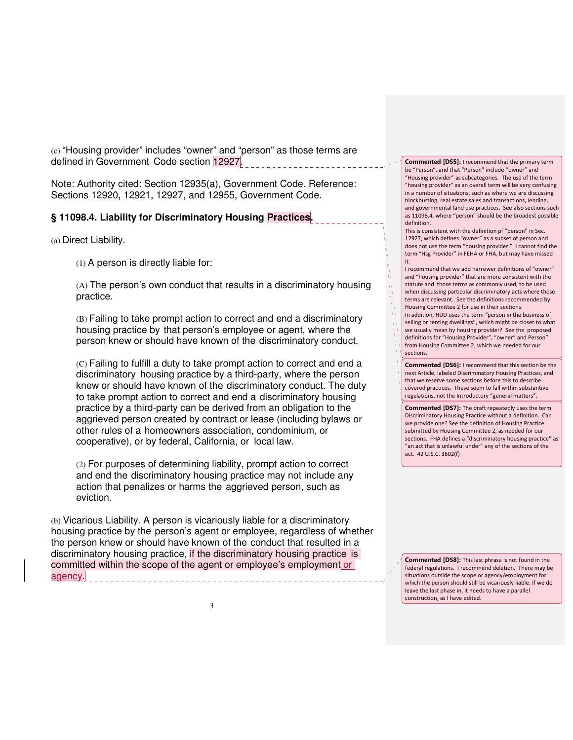(c) "Housing provider" includes "owner" and "person" as those terms are defined in Government Code section 12927.

Note: Authority cited: Section 12935(a), Government Code. Reference: Sections 12920, 12921, 12927, and 12955, Government Code.

### § 11098.4. Liability for Discriminatory Housing Practices.

(a) Direct Liability.

(1) A person is directly liable for:

(A) The person's own conduct that results in a discriminatory housing practice.

(B) Failing to take prompt action to correct and end a discriminatory housing practice by that person's employee or agent, where the person knew or should have known of the discriminatory conduct.

(C) Failing to fulfill a duty to take prompt action to correct and end a discriminatory housing practice by a third-party, where the person knew or should have known of the discriminatory conduct. The duty to take prompt action to correct and end a discriminatory housing practice by a third-party can be derived from an obligation to the aggrieved person created by contract or lease (including bylaws or other rules of a homeowners association, condominium, or cooperative), or by federal, California, or local law.

(2) For purposes of determining liability, prompt action to correct and end the discriminatory housing practice may not include any action that penalizes or harms the aggrieved person, such as eviction.

(b) Vicarious Liability. A person is vicariously liable for a discriminatory housing practice by the person's agent or employee, regardless of whether the person knew or should have known of the conduct that resulted in a discriminatory housing practice, if the discriminatory housing practice is committed within the scope of the agent or employee's employment or agency.

**Commented [DS5]:** I recommend that the primary term be "Person", and that "Person" include "owner" and "Housing provider" as subcategories. The use of the term "housing provider" as an overall term will be very confusing in a number of situations, such as where we are discussing blockbusting, real estate sales and transactions, lending, and governmental land use practices. See also sections such as 11098.4, where "person" should be the broadest possible definition.
This is consistent with the definition pf "person" in Sec. 12927, which defines "owner" as a subset of person and does not use the term "housing provider." I cannot find the term "Hsg Provider" in FEHA or FHA, but may have missed it.
I recommend that we add narrower definitions of "owner" and "housing provider" that are more consistent with the statute and those terms as commonly used, to be used when discussing particular discriminatory acts where those terms are relevant. See the definitions recommended by Housing Committee 2 for use in their sections.
In addition, HUD uses the term "person in the business of selling or renting dwellings", which might be closer to what we usually mean by housing provider? See the proposed definitions for "Housing Provider", "owner" and Person" from Housing Committee 2, which we needed for our sections.

**Commented [DS6]:** I recommend that this section be the next Article, labeled Discriminatory Housing Practices, and that we reserve some sections before this to describe covered practices. These seem to fall within substantive regulations, not the Introductory "general matters".

**Commented [DS7]:** The draft repeatedly uses the term Discriminatory Housing Practice without a definition. Can we provide one? See the definition of Housing Practice submitted by Housing Committee 2, as needed for our sections. FHA defines a "discriminatory housing practice" as "an act that is unlawful under" any of the sections of the act. 42 U.S.C. 3602(f)

**Commented [DS8]:** This last phrase is not found in the federal regulations. I recommend deletion. There may be situations outside the scope or agency/employment for which the person should still be vicariously liable. If we do leave the last phase in, it needs to have a parallel construction, as I have edited.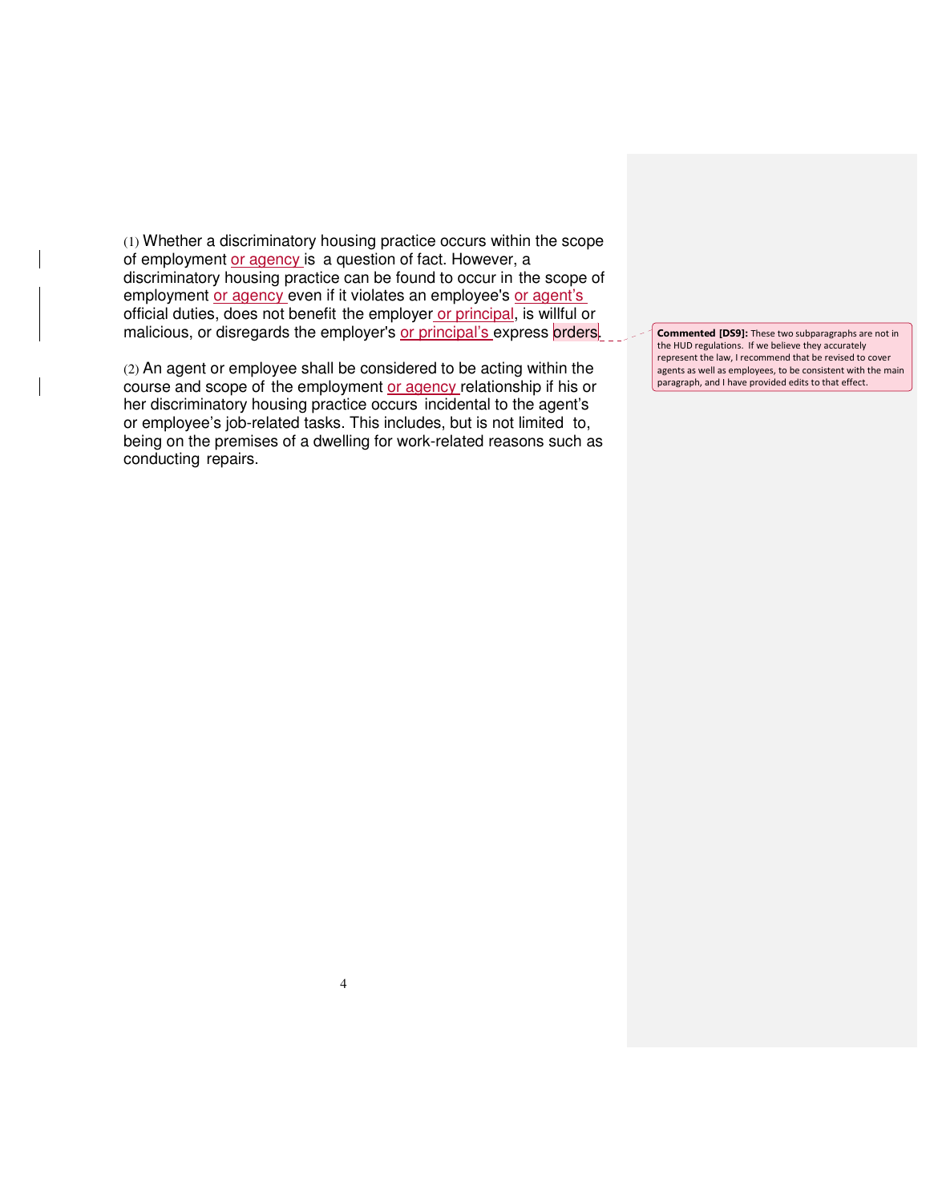(1) Whether a discriminatory housing practice occurs within the scope of employment or agency is a question of fact. However, a discriminatory housing practice can be found to occur in the scope of employment or agency even if it violates an employee's or agent's official duties, does not benefit the employer or principal, is willful or malicious, or disregards the employer's or principal's express orders.

(2) An agent or employee shall be considered to be acting within the course and scope of the employment or agency relationship if his or her discriminatory housing practice occurs incidental to the agent's or employee's job-related tasks. This includes, but is not limited to, being on the premises of a dwelling for work-related reasons such as conducting repairs.

**Commented [DS9]:** These two subparagraphs are not in the HUD regulations. If we believe they accurately represent the law, I recommend that be revised to cover agents as well as employees, to be consistent with the main paragraph, and I have provided edits to that effect.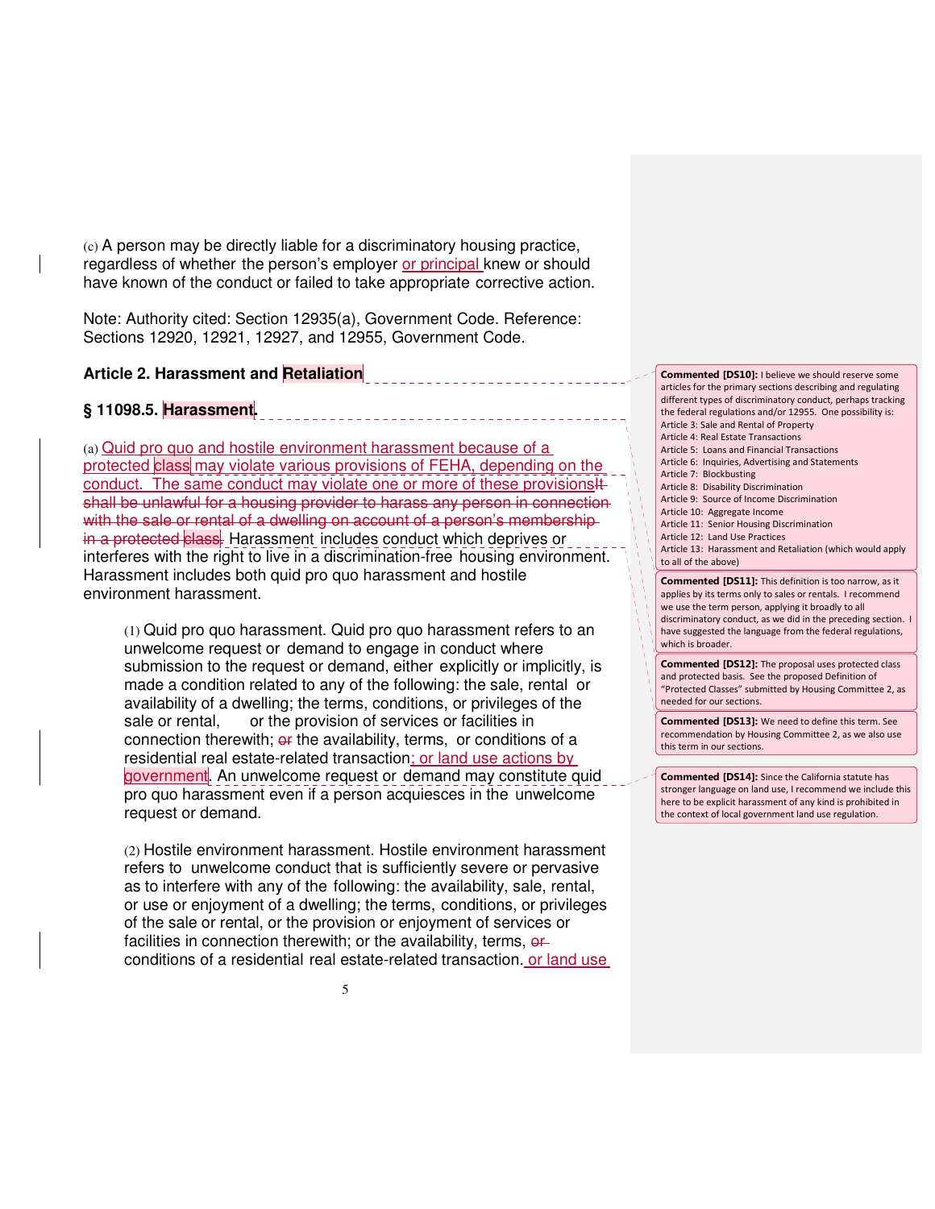(c) A person may be directly liable for a discriminatory housing practice, regardless of whether the person's employer or principal knew or should have known of the conduct or failed to take appropriate corrective action.

Note: Authority cited: Section 12935(a), Government Code. Reference: Sections 12920, 12921, 12927, and 12955, Government Code.

**Article 2. Harassment and Retaliation**

**§ 11098.5. Harassment.**

(a) Quid pro quo and hostile environment harassment because of a protected class may violate various provisions of FEHA, depending on the conduct. The same conduct may violate one or more of these provisions~~It shall be unlawful for a housing provider to harass any person in connection with the sale or rental of a dwelling on account of a person's membership in a protected class~~. Harassment includes conduct which deprives or interferes with the right to live in a discrimination-free housing environment. Harassment includes both quid pro quo harassment and hostile environment harassment.

(1) Quid pro quo harassment. Quid pro quo harassment refers to an unwelcome request or demand to engage in conduct where submission to the request or demand, either explicitly or implicitly, is made a condition related to any of the following: the sale, rental or availability of a dwelling; the terms, conditions, or privileges of the sale or rental, or the provision of services or facilities in connection therewith; ~~or~~ the availability, terms, or conditions of a residential real estate-related transaction; or land use actions by government. An unwelcome request or demand may constitute quid pro quo harassment even if a person acquiesces in the unwelcome request or demand.

(2) Hostile environment harassment. Hostile environment harassment refers to unwelcome conduct that is sufficiently severe or pervasive as to interfere with any of the following: the availability, sale, rental, or use or enjoyment of a dwelling; the terms, conditions, or privileges of the sale or rental, or the provision or enjoyment of services or facilities in connection therewith; or the availability, terms, ~~or~~ conditions of a residential real estate-related transaction. or land use

**Commented [DS10]:** I believe we should reserve some articles for the primary sections describing and regulating different types of discriminatory conduct, perhaps tracking the federal regulations and/or 12955. One possibility is:
Article 3: Sale and Rental of Property
Article 4: Real Estate Transactions
Article 5: Loans and Financial Transactions
Article 6: Inquiries, Advertising and Statements
Article 7: Blockbusting
Article 8: Disability Discrimination
Article 9: Source of Income Discrimination
Article 10: Aggregate Income
Article 11: Senior Housing Discrimination
Article 12: Land Use Practices
Article 13: Harassment and Retaliation (which would apply to all of the above)

**Commented [DS11]:** This definition is too narrow, as it applies by its terms only to sales or rentals. I recommend we use the term person, applying it broadly to all discriminatory conduct, as we did in the preceding section. I have suggested the language from the federal regulations, which is broader.

**Commented [DS12]:** The proposal uses protected class and protected basis. See the proposed Definition of "Protected Classes" submitted by Housing Committee 2, as needed for our sections.

**Commented [DS13]:** We need to define this term. See recommendation by Housing Committee 2, as we also use this term in our sections.

**Commented [DS14]:** Since the California statute has stronger language on land use, I recommend we include this here to be explicit harassment of any kind is prohibited in the context of local government land use regulation.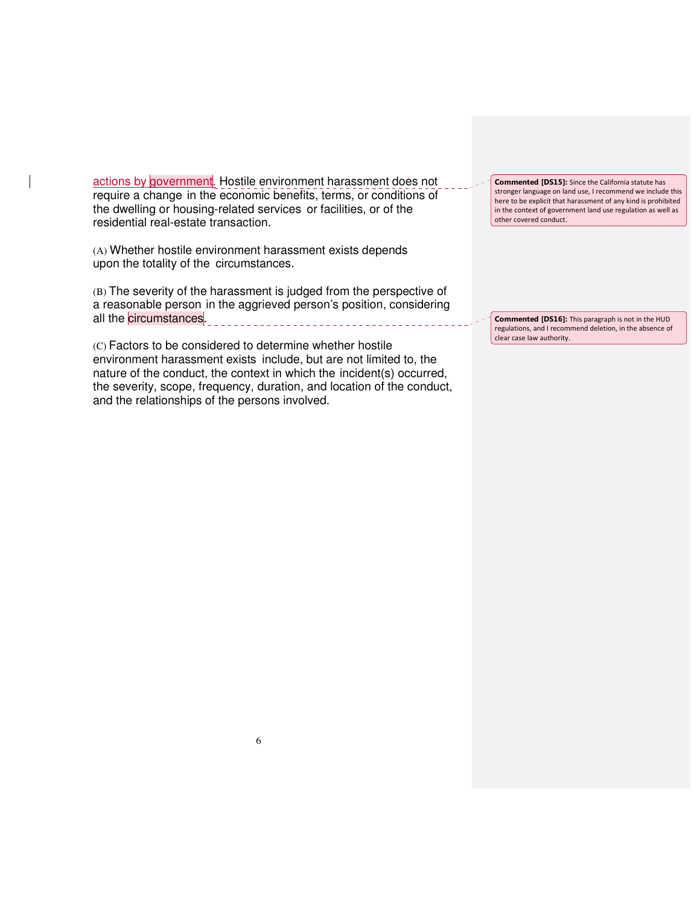actions by government. Hostile environment harassment does not require a change in the economic benefits, terms, or conditions of the dwelling or housing-related services or facilities, or of the residential real-estate transaction.

**Commented [DS15]:** Since the California statute has stronger language on land use, I recommend we include this here to be explicit that harassment of any kind is prohibited in the context of government land use regulation as well as other covered conduct.

(A) Whether hostile environment harassment exists depends upon the totality of the circumstances.

(B) The severity of the harassment is judged from the perspective of a reasonable person in the aggrieved person's position, considering all the circumstances.

**Commented [DS16]:** This paragraph is not in the HUD regulations, and I recommend deletion, in the absence of clear case law authority.

(C) Factors to be considered to determine whether hostile environment harassment exists include, but are not limited to, the nature of the conduct, the context in which the incident(s) occurred, the severity, scope, frequency, duration, and location of the conduct, and the relationships of the persons involved.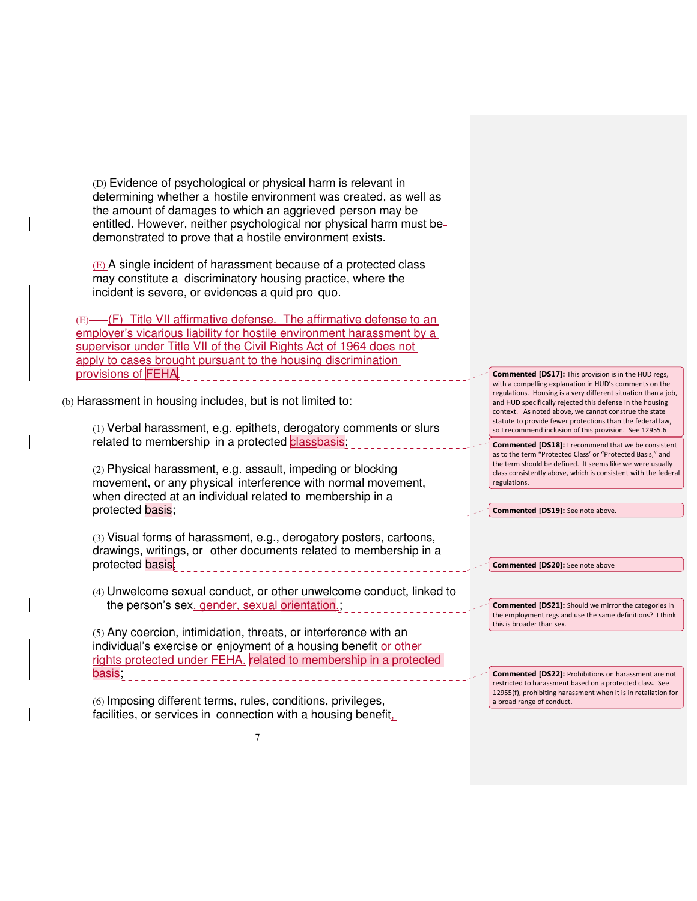(D) Evidence of psychological or physical harm is relevant in determining whether a hostile environment was created, as well as the amount of damages to which an aggrieved person may be entitled. However, neither psychological nor physical harm must be demonstrated to prove that a hostile environment exists.

(E) A single incident of harassment because of a protected class may constitute a discriminatory housing practice, where the incident is severe, or evidences a quid pro quo.

~~(E)~~ (F) Title VII affirmative defense. The affirmative defense to an employer's vicarious liability for hostile environment harassment by a supervisor under Title VII of the Civil Rights Act of 1964 does not apply to cases brought pursuant to the housing discrimination provisions of FEHA.

(b) Harassment in housing includes, but is not limited to:

(1) Verbal harassment, e.g. epithets, derogatory comments or slurs related to membership in a protected class~~basis~~;

(2) Physical harassment, e.g. assault, impeding or blocking movement, or any physical interference with normal movement, when directed at an individual related to membership in a protected basis;

(3) Visual forms of harassment, e.g., derogatory posters, cartoons, drawings, writings, or other documents related to membership in a protected basis;

(4) Unwelcome sexual conduct, or other unwelcome conduct, linked to the person's sex, gender, sexual orientation.;

(5) Any coercion, intimidation, threats, or interference with an individual's exercise or enjoyment of a housing benefit or other rights protected under FEHA. ~~related to membership in a protected basis~~;

(6) Imposing different terms, rules, conditions, privileges, facilities, or services in connection with a housing benefit,

---

**Commented [DS17]:** This provision is in the HUD regs, with a compelling explanation in HUD's comments on the regulations. Housing is a very different situation than a job, and HUD specifically rejected this defense in the housing context. As noted above, we cannot construe the state statute to provide fewer protections than the federal law, so I recommend inclusion of this provision. See 12955.6

**Commented [DS18]:** I recommend that we be consistent as to the term "Protected Class' or "Protected Basis," and the term should be defined. It seems like we were usually class consistently above, which is consistent with the federal regulations.

**Commented [DS19]:** See note above.

**Commented [DS20]:** See note above

**Commented [DS21]:** Should we mirror the categories in the employment regs and use the same definitions? I think this is broader than sex.

**Commented [DS22]:** Prohibitions on harassment are not restricted to harassment based on a protected class. See 12955(f), prohibiting harassment when it is in retaliation for a broad range of conduct.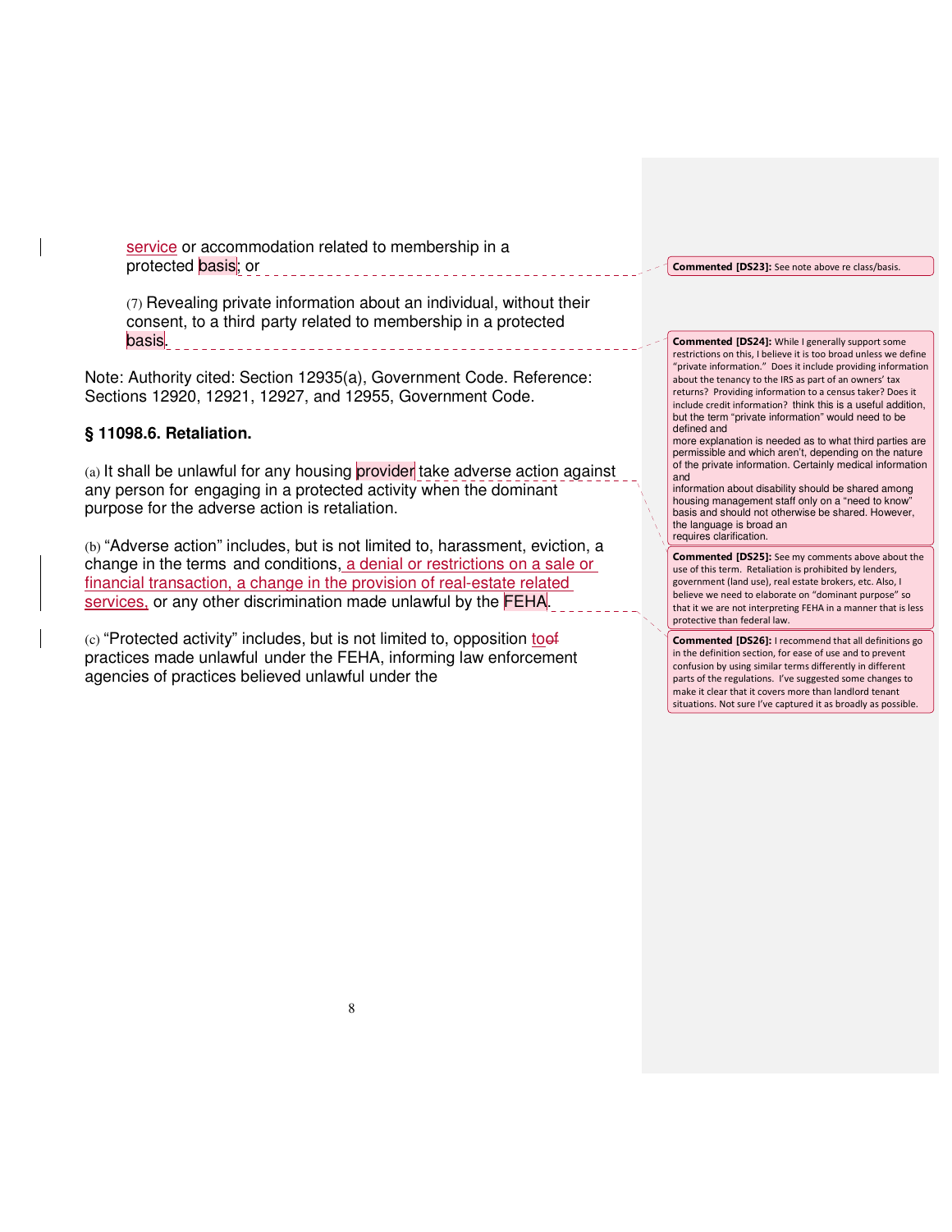service or accommodation related to membership in a protected basis; or

(7) Revealing private information about an individual, without their consent, to a third party related to membership in a protected basis.

Note: Authority cited: Section 12935(a), Government Code. Reference: Sections 12920, 12921, 12927, and 12955, Government Code.

**§ 11098.6. Retaliation.**

(a) It shall be unlawful for any housing provider take adverse action against any person for engaging in a protected activity when the dominant purpose for the adverse action is retaliation.

(b) "Adverse action" includes, but is not limited to, harassment, eviction, a change in the terms and conditions, a denial or restrictions on a sale or financial transaction, a change in the provision of real-estate related services, or any other discrimination made unlawful by the FEHA.

(c) "Protected activity" includes, but is not limited to, opposition to~~of~~ practices made unlawful under the FEHA, informing law enforcement agencies of practices believed unlawful under the

**Commented [DS23]:** See note above re class/basis.

**Commented [DS24]:** While I generally support some restrictions on this, I believe it is too broad unless we define "private information." Does it include providing information about the tenancy to the IRS as part of an owners' tax returns? Providing information to a census taker? Does it include credit information? think this is a useful addition, but the term "private information" would need to be defined and more explanation is needed as to what third parties are permissible and which aren't, depending on the nature of the private information. Certainly medical information and information about disability should be shared among housing management staff only on a "need to know" basis and should not otherwise be shared. However, the language is broad an requires clarification.

**Commented [DS25]:** See my comments above about the use of this term. Retaliation is prohibited by lenders, government (land use), real estate brokers, etc. Also, I believe we need to elaborate on "dominant purpose" so that it we are not interpreting FEHA in a manner that is less protective than federal law.

**Commented [DS26]:** I recommend that all definitions go in the definition section, for ease of use and to prevent confusion by using similar terms differently in different parts of the regulations. I've suggested some changes to make it clear that it covers more than landlord tenant situations. Not sure I've captured it as broadly as possible.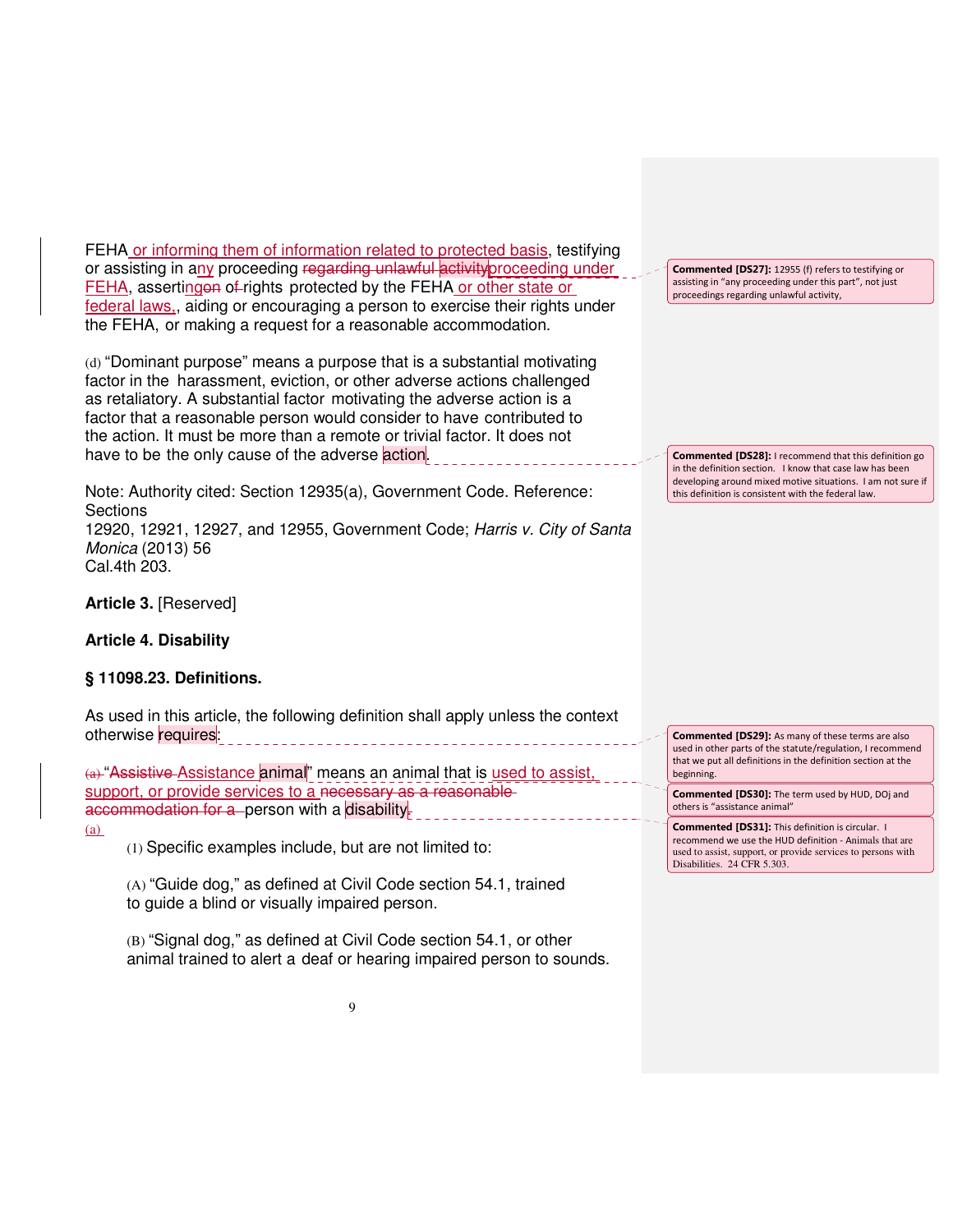FEHA or informing them of information related to protected basis, testifying or assisting in any proceeding regarding unlawful activityproceeding under FEHA, assertingon of rights protected by the FEHA or other state or federal laws,, aiding or encouraging a person to exercise their rights under the FEHA, or making a request for a reasonable accommodation.

(d) "Dominant purpose" means a purpose that is a substantial motivating factor in the harassment, eviction, or other adverse actions challenged as retaliatory. A substantial factor motivating the adverse action is a factor that a reasonable person would consider to have contributed to the action. It must be more than a remote or trivial factor. It does not have to be the only cause of the adverse action.

Note: Authority cited: Section 12935(a), Government Code. Reference: Sections
12920, 12921, 12927, and 12955, Government Code; *Harris v. City of Santa Monica* (2013) 56
Cal.4th 203.

**Article 3.** [Reserved]

**Article 4. Disability**

**§ 11098.23. Definitions.**

As used in this article, the following definition shall apply unless the context otherwise requires:

(a) "Assistive Assistance animal" means an animal that is used to assist, support, or provide services to a necessary as a reasonable accommodation for a person with a disability.

(a)

(1) Specific examples include, but are not limited to:

(A) "Guide dog," as defined at Civil Code section 54.1, trained to guide a blind or visually impaired person.

(B) "Signal dog," as defined at Civil Code section 54.1, or other animal trained to alert a deaf or hearing impaired person to sounds.

---

**Commented [DS27]:** 12955 (f) refers to testifying or assisting in "any proceeding under this part", not just proceedings regarding unlawful activity,

**Commented [DS28]:** I recommend that this definition go in the definition section. I know that case law has been developing around mixed motive situations. I am not sure if this definition is consistent with the federal law.

**Commented [DS29]:** As many of these terms are also used in other parts of the statute/regulation, I recommend that we put all definitions in the definition section at the beginning.

**Commented [DS30]:** The term used by HUD, DOj and others is "assistance animal"

**Commented [DS31]:** This definition is circular. I recommend we use the HUD definition - Animals that are used to assist, support, or provide services to persons with Disabilities. 24 CFR 5.303.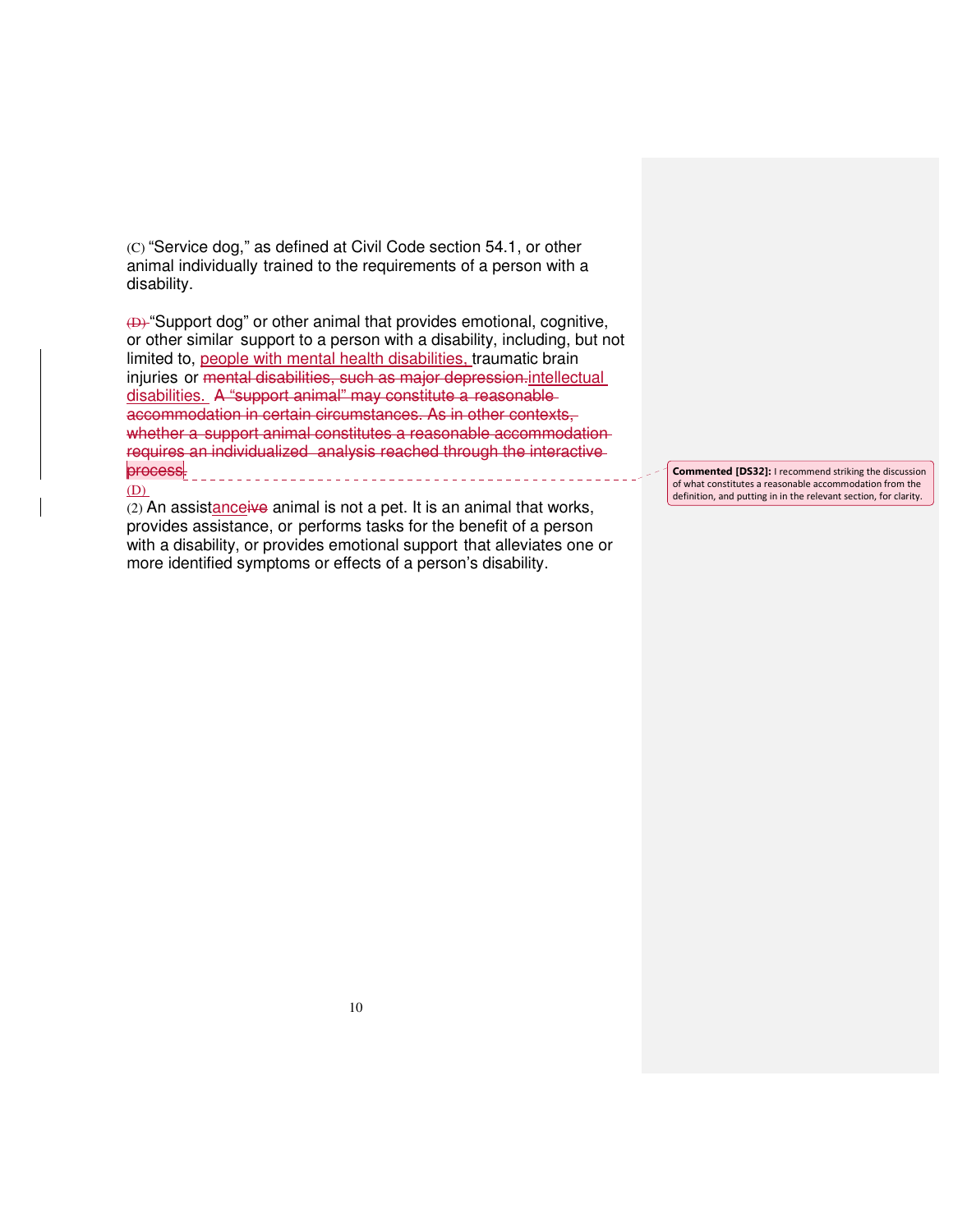(C) “Service dog,” as defined at Civil Code section 54.1, or other animal individually trained to the requirements of a person with a disability.

~~(D)~~ “Support dog” or other animal that provides emotional, cognitive, or other similar support to a person with a disability, including, but not limited to, people with mental health disabilities, traumatic brain injuries or ~~mental disabilities, such as major depression.~~intellectual disabilities. ~~A “support animal” may constitute a reasonable accommodation in certain circumstances. As in other contexts, whether a support animal constitutes a reasonable accommodation requires an individualized analysis reached through the interactive process.~~

(D)

(2) An assistance~~ive~~ animal is not a pet. It is an animal that works, provides assistance, or performs tasks for the benefit of a person with a disability, or provides emotional support that alleviates one or more identified symptoms or effects of a person’s disability.

**Commented [DS32]:** I recommend striking the discussion of what constitutes a reasonable accommodation from the definition, and putting in in the relevant section, for clarity.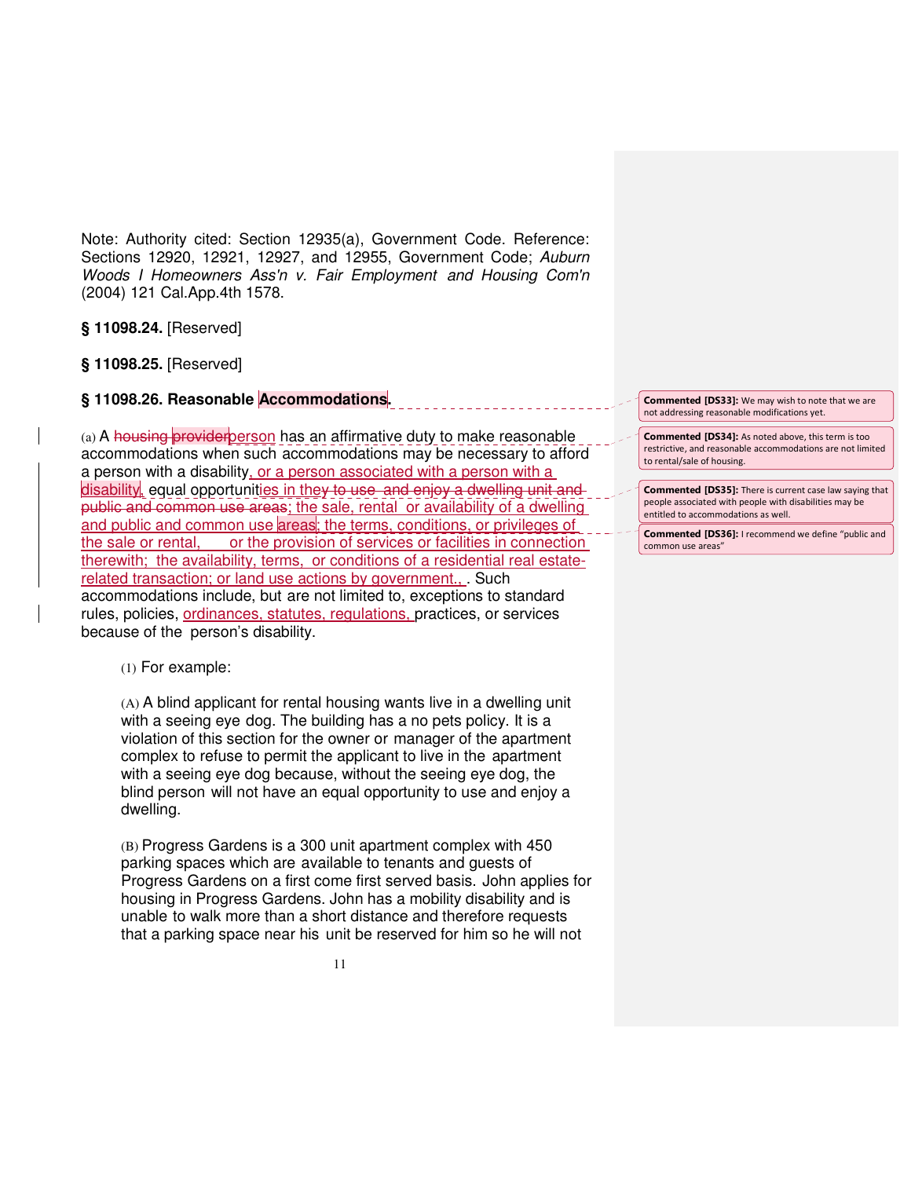Note: Authority cited: Section 12935(a), Government Code. Reference: Sections 12920, 12921, 12927, and 12955, Government Code; *Auburn Woods I Homeowners Ass'n v. Fair Employment and Housing Com'n* (2004) 121 Cal.App.4th 1578.

**§ 11098.24.** [Reserved]

**§ 11098.25.** [Reserved]

**§ 11098.26. Reasonable Accommodations.**

(a) A ~~housing provider~~person has an affirmative duty to make reasonable accommodations when such accommodations may be necessary to afford a person with a disability, or a person associated with a person with a disability, equal opportunities ~~in they to use and enjoy a dwelling unit and public and common use areas~~; the sale, rental or availability of a dwelling and public and common use areas; the terms, conditions, or privileges of the sale or rental, or the provision of services or facilities in connection therewith; the availability, terms, or conditions of a residential real estate-related transaction; or land use actions by government., . Such accommodations include, but are not limited to, exceptions to standard rules, policies, ordinances, statutes, regulations, practices, or services because of the person's disability.

(1) For example:

(A) A blind applicant for rental housing wants live in a dwelling unit with a seeing eye dog. The building has a no pets policy. It is a violation of this section for the owner or manager of the apartment complex to refuse to permit the applicant to live in the apartment with a seeing eye dog because, without the seeing eye dog, the blind person will not have an equal opportunity to use and enjoy a dwelling.

(B) Progress Gardens is a 300 unit apartment complex with 450 parking spaces which are available to tenants and guests of Progress Gardens on a first come first served basis. John applies for housing in Progress Gardens. John has a mobility disability and is unable to walk more than a short distance and therefore requests that a parking space near his unit be reserved for him so he will not

**Commented [DS33]:** We may wish to note that we are not addressing reasonable modifications yet.

**Commented [DS34]:** As noted above, this term is too restrictive, and reasonable accommodations are not limited to rental/sale of housing.

**Commented [DS35]:** There is current case law saying that people associated with people with disabilities may be entitled to accommodations as well.

**Commented [DS36]:** I recommend we define "public and common use areas"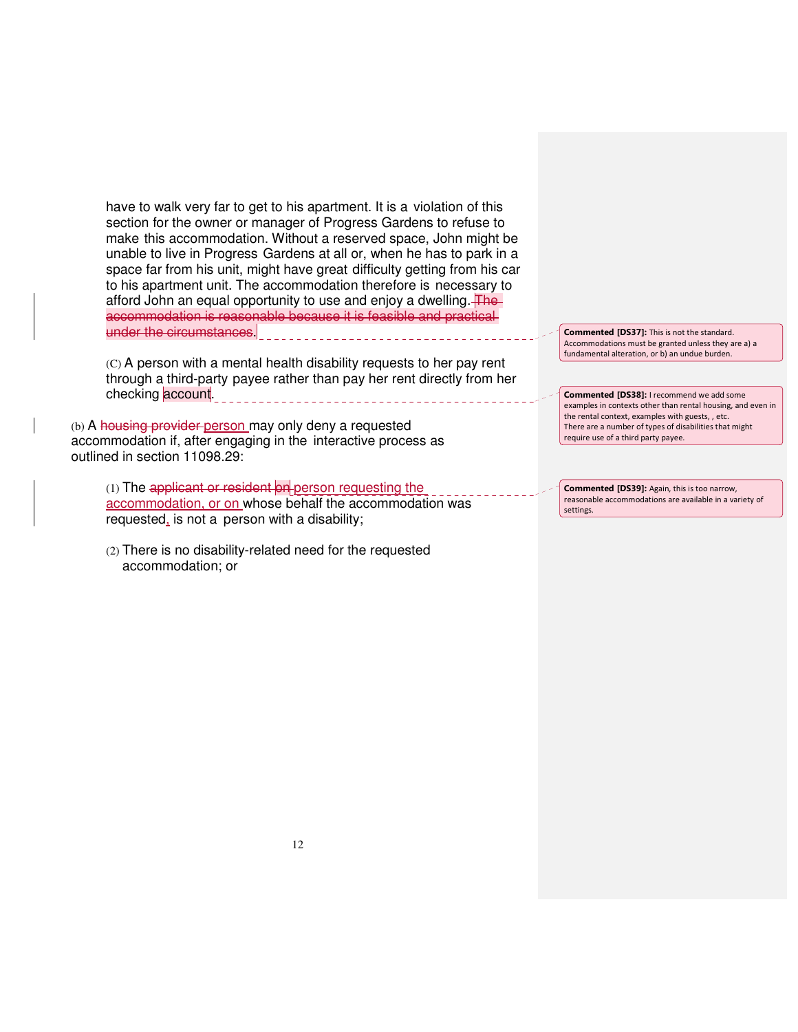have to walk very far to get to his apartment. It is a violation of this section for the owner or manager of Progress Gardens to refuse to make this accommodation. Without a reserved space, John might be unable to live in Progress Gardens at all or, when he has to park in a space far from his unit, might have great difficulty getting from his car to his apartment unit. The accommodation therefore is necessary to afford John an equal opportunity to use and enjoy a dwelling. ~~The accommodation is reasonable because it is feasible and practical under the circumstances~~.

> **Commented [DS37]:** This is not the standard. Accommodations must be granted unless they are a) a fundamental alteration, or b) an undue burden.

(C) A person with a mental health disability requests to her pay rent through a third-party payee rather than pay her rent directly from her checking account.

> **Commented [DS38]:** I recommend we add some examples in contexts other than rental housing, and even in the rental context, examples with guests, , etc. There are a number of types of disabilities that might require use of a third party payee.

(b) A ~~housing provider~~ person may only deny a requested accommodation if, after engaging in the interactive process as outlined in section 11098.29:

(1) The ~~applicant or resident~~ ~~on~~ person requesting the accommodation, or on whose behalf the accommodation was requested, is not a person with a disability;

> **Commented [DS39]:** Again, this is too narrow, reasonable accommodations are available in a variety of settings.

(2) There is no disability-related need for the requested accommodation; or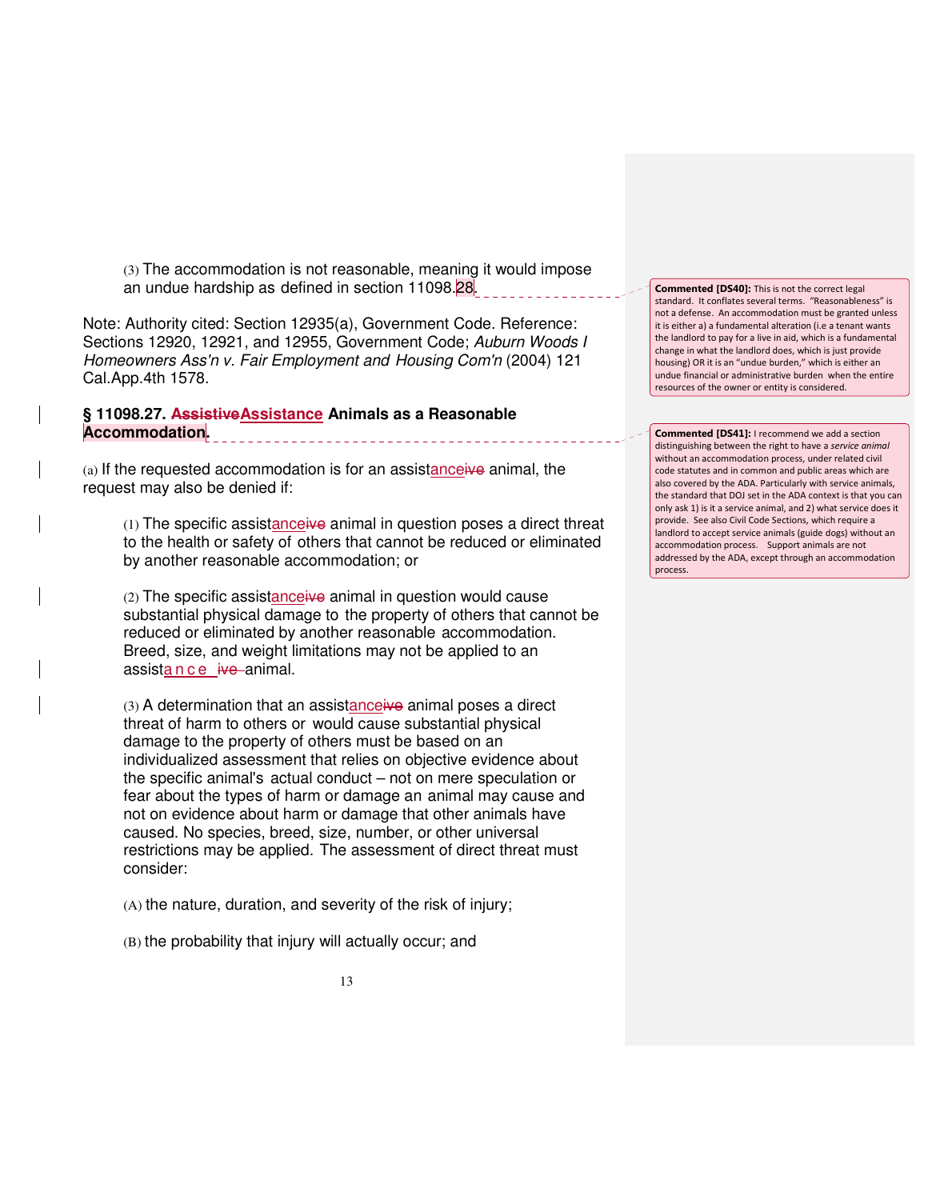(3) The accommodation is not reasonable, meaning it would impose an undue hardship as defined in section 11098.28.

Note: Authority cited: Section 12935(a), Government Code. Reference: Sections 12920, 12921, and 12955, Government Code; *Auburn Woods I Homeowners Ass'n v. Fair Employment and Housing Com'n* (2004) 121 Cal.App.4th 1578.

**§ 11098.27. ~~Assistive~~Assistance Animals as a Reasonable Accommodation.**

(a) If the requested accommodation is for an assistance~~ive~~ animal, the request may also be denied if:

(1) The specific assistance~~ive~~ animal in question poses a direct threat to the health or safety of others that cannot be reduced or eliminated by another reasonable accommodation; or

(2) The specific assistance~~ive~~ animal in question would cause substantial physical damage to the property of others that cannot be reduced or eliminated by another reasonable accommodation. Breed, size, and weight limitations may not be applied to an assistance ~~ive~~ animal.

(3) A determination that an assistance~~ive~~ animal poses a direct threat of harm to others or would cause substantial physical damage to the property of others must be based on an individualized assessment that relies on objective evidence about the specific animal's actual conduct – not on mere speculation or fear about the types of harm or damage an animal may cause and not on evidence about harm or damage that other animals have caused. No species, breed, size, number, or other universal restrictions may be applied. The assessment of direct threat must consider:

(A) the nature, duration, and severity of the risk of injury;

(B) the probability that injury will actually occur; and

**Commented [DS40]:** This is not the correct legal standard. It conflates several terms. "Reasonableness" is not a defense. An accommodation must be granted unless it is either a) a fundamental alteration (i.e a tenant wants the landlord to pay for a live in aid, which is a fundamental change in what the landlord does, which is just provide housing) OR it is an "undue burden," which is either an undue financial or administrative burden when the entire resources of the owner or entity is considered.

**Commented [DS41]:** I recommend we add a section distinguishing between the right to have a *service animal* without an accommodation process, under related civil code statutes and in common and public areas which are also covered by the ADA. Particularly with service animals, the standard that DOJ set in the ADA context is that you can only ask 1) is it a service animal, and 2) what service does it provide. See also Civil Code Sections, which require a landlord to accept service animals (guide dogs) without an accommodation process. Support animals are not addressed by the ADA, except through an accommodation process.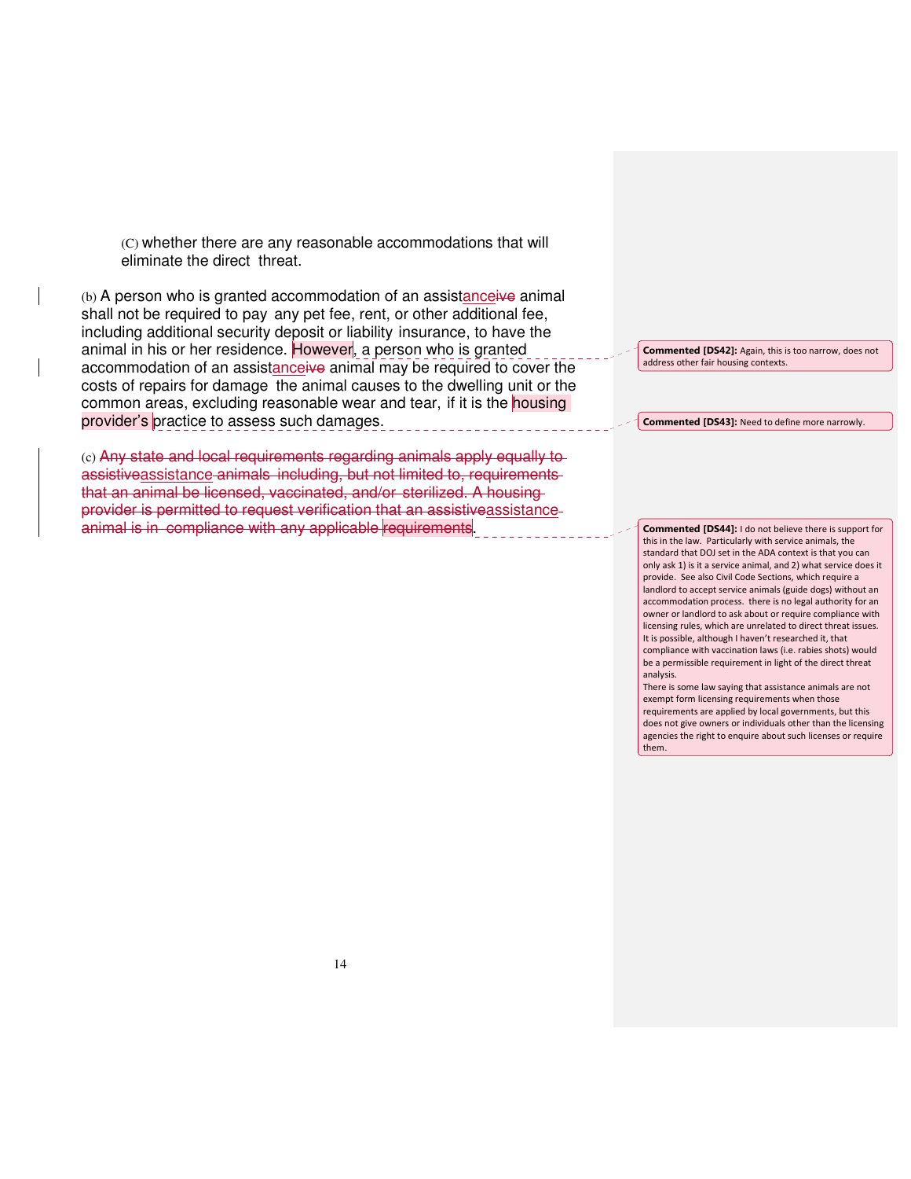(C) whether there are any reasonable accommodations that will eliminate the direct threat.

(b) A person who is granted accommodation of an assist~~ive~~<u>ance</u> animal shall not be required to pay any pet fee, rent, or other additional fee, including additional security deposit or liability insurance, to have the animal in his or her residence. However, a person who is granted accommodation of an assist~~ive~~<u>ance</u> animal may be required to cover the costs of repairs for damage the animal causes to the dwelling unit or the common areas, excluding reasonable wear and tear, if it is the housing provider's practice to assess such damages.

(c) ~~Any state and local requirements regarding animals apply equally to assistive~~<u>assistance</u> ~~animals including, but not limited to, requirements that an animal be licensed, vaccinated, and/or sterilized. A housing provider is permitted to request verification that an assistive~~<u>assistance</u> ~~animal is in compliance with any applicable requirements~~.

> **Commented [DS42]:** Again, this is too narrow, does not address other fair housing contexts.

> **Commented [DS43]:** Need to define more narrowly.

> **Commented [DS44]:** I do not believe there is support for this in the law. Particularly with service animals, the standard that DOJ set in the ADA context is that you can only ask 1) is it a service animal, and 2) what service does it provide. See also Civil Code Sections, which require a landlord to accept service animals (guide dogs) without an accommodation process. there is no legal authority for an owner or landlord to ask about or require compliance with licensing rules, which are unrelated to direct threat issues. It is possible, although I haven't researched it, that compliance with vaccination laws (i.e. rabies shots) would be a permissible requirement in light of the direct threat analysis.
> There is some law saying that assistance animals are not exempt form licensing requirements when those requirements are applied by local governments, but this does not give owners or individuals other than the licensing agencies the right to enquire about such licenses or require them.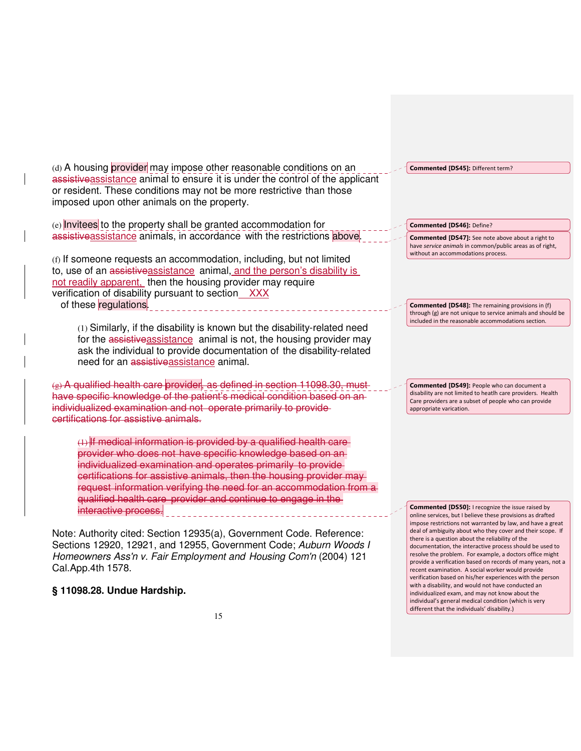(d) A housing provider may impose other reasonable conditions on an ~~assistive~~assistance animal to ensure it is under the control of the applicant or resident. These conditions may not be more restrictive than those imposed upon other animals on the property.

(e) Invitees to the property shall be granted accommodation for ~~assistive~~assistance animals, in accordance with the restrictions above.

(f) If someone requests an accommodation, including, but not limited to, use of an ~~assistive~~assistance animal, and the person's disability is not readily apparent, then the housing provider may require verification of disability pursuant to section XXX of these regulations.

(1) Similarly, if the disability is known but the disability-related need for the ~~assistive~~assistance animal is not, the housing provider may ask the individual to provide documentation of the disability-related need for an ~~assistive~~assistance animal.

~~(g) A qualified health care provider, as defined in section 11098.30, must have specific knowledge of the patient's medical condition based on an individualized examination and not operate primarily to provide certifications for assistive animals.~~

~~(1) If medical information is provided by a qualified health care provider who does not have specific knowledge based on an individualized examination and operates primarily to provide certifications for assistive animals, then the housing provider may request information verifying the need for an accommodation from a qualified health care provider and continue to engage in the interactive process.~~

Note: Authority cited: Section 12935(a), Government Code. Reference: Sections 12920, 12921, and 12955, Government Code; *Auburn Woods I Homeowners Ass'n v. Fair Employment and Housing Com'n* (2004) 121 Cal.App.4th 1578.

**§ 11098.28. Undue Hardship.**

**Commented [DS45]:** Different term?

**Commented [DS46]:** Define?

**Commented [DS47]:** See note above about a right to have *service animals* in common/public areas as of right, without an accommodations process.

**Commented [DS48]:** The remaining provisions in (f) through (g) are not unique to service animals and should be included in the reasonable accommodations section.

**Commented [DS49]:** People who can document a disability are not limited to heatlh care providers. Health Care providers are a subset of people who can provide appropriate varication.

**Commented [DS50]:** I recognize the issue raised by online services, but I believe these provisions as drafted impose restrictions not warranted by law, and have a great deal of ambiguity about who they cover and their scope. If there is a question about the reliability of the documentation, the interactive process should be used to resolve the problem. For example, a doctors office might provide a verification based on records of many years, not a recent examination. A social worker would provide verification based on his/her experiences with the person with a disability, and would not have conducted an individualized exam, and may not know about the individual's general medical condition (which is very different that the individuals' disability.)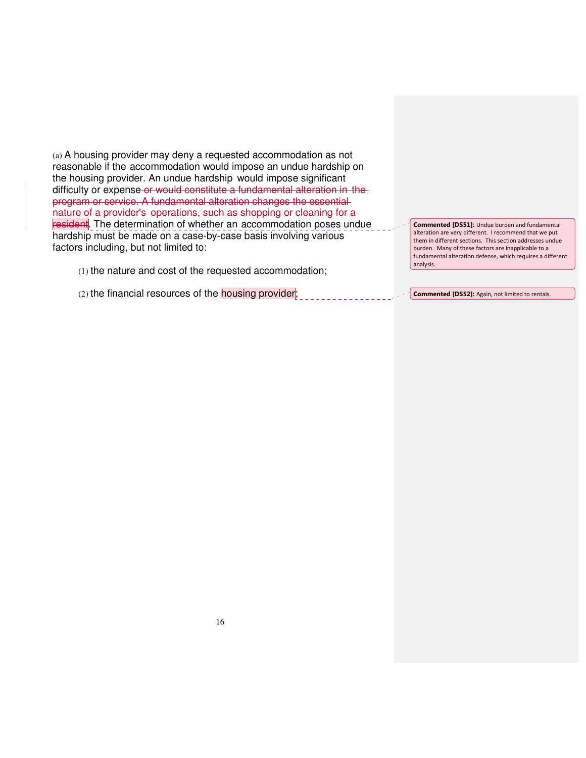(a) A housing provider may deny a requested accommodation as not reasonable if the accommodation would impose an undue hardship on the housing provider. An undue hardship would impose significant difficulty or expense ~~or would constitute a fundamental alteration in the program or service. A fundamental alteration changes the essential nature of a provider's operations, such as shopping or cleaning for a resident~~. The determination of whether an accommodation poses undue hardship must be made on a case-by-case basis involving various factors including, but not limited to:

> **Commented [DS51]:** Undue burden and fundamental alteration are very different. I recommend that we put them in different sections. This section addresses undue burden. Many of these factors are inapplicable to a fundamental alteration defense, which requires a different analysis.

(1) the nature and cost of the requested accommodation;

(2) the financial resources of the housing provider;

> **Commented [DS52]:** Again, not limited to rentals.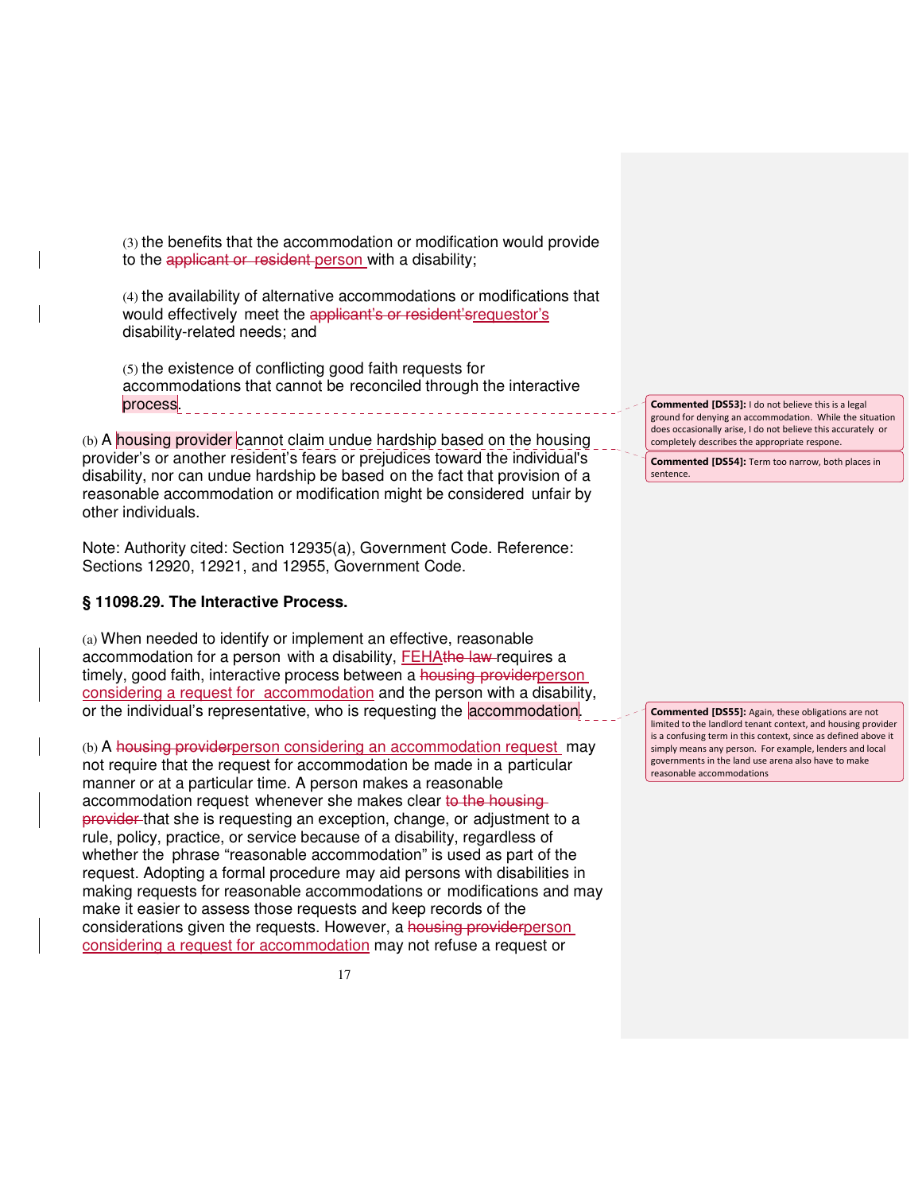(3) the benefits that the accommodation or modification would provide to the ~~applicant or resident~~ person with a disability;

(4) the availability of alternative accommodations or modifications that would effectively meet the ~~applicant's or resident's~~ requestor's disability-related needs; and

(5) the existence of conflicting good faith requests for accommodations that cannot be reconciled through the interactive process.

(b) A housing provider cannot claim undue hardship based on the housing provider's or another resident's fears or prejudices toward the individual's disability, nor can undue hardship be based on the fact that provision of a reasonable accommodation or modification might be considered unfair by other individuals.

Note: Authority cited: Section 12935(a), Government Code. Reference: Sections 12920, 12921, and 12955, Government Code.

**§ 11098.29. The Interactive Process.**

(a) When needed to identify or implement an effective, reasonable accommodation for a person with a disability, FEHA~~the law~~ requires a timely, good faith, interactive process between a ~~housing provider~~ person considering a request for accommodation and the person with a disability, or the individual's representative, who is requesting the accommodation.

(b) A ~~housing provider~~ person considering an accommodation request may not require that the request for accommodation be made in a particular manner or at a particular time. A person makes a reasonable accommodation request whenever she makes clear ~~to the housing provider~~ that she is requesting an exception, change, or adjustment to a rule, policy, practice, or service because of a disability, regardless of whether the phrase "reasonable accommodation" is used as part of the request. Adopting a formal procedure may aid persons with disabilities in making requests for reasonable accommodations or modifications and may make it easier to assess those requests and keep records of the considerations given the requests. However, a ~~housing provider~~ person considering a request for accommodation may not refuse a request or

**Commented [DS53]:** I do not believe this is a legal ground for denying an accommodation. While the situation does occasionally arise, I do not believe this accurately or completely describes the appropriate respone.

**Commented [DS54]:** Term too narrow, both places in sentence.

**Commented [DS55]:** Again, these obligations are not limited to the landlord tenant context, and housing provider is a confusing term in this context, since as defined above it simply means any person. For example, lenders and local governments in the land use arena also have to make reasonable accommodations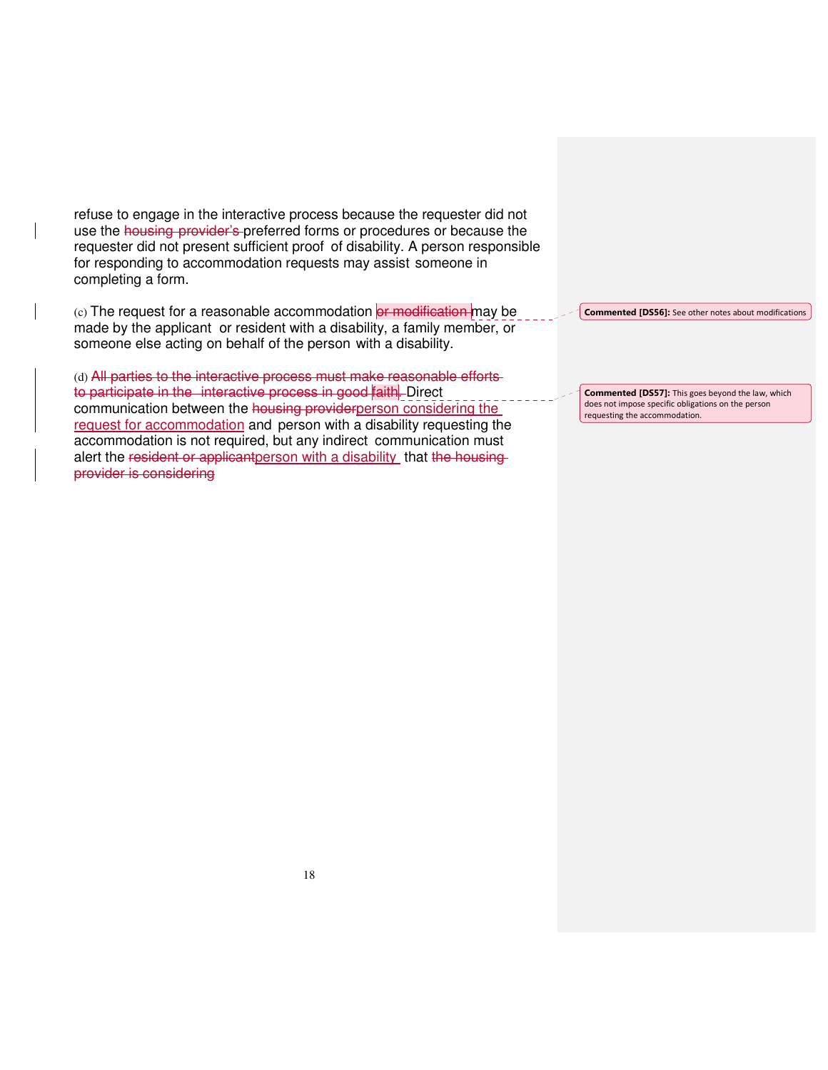refuse to engage in the interactive process because the requester did not use the ~~housing provider's~~ preferred forms or procedures or because the requester did not present sufficient proof of disability. A person responsible for responding to accommodation requests may assist someone in completing a form.

(c) The request for a reasonable accommodation ~~or modification~~ may be made by the applicant or resident with a disability, a family member, or someone else acting on behalf of the person with a disability.

(d) ~~All parties to the interactive process must make reasonable efforts to participate in the interactive process in good faith.~~ Direct communication between the ~~housing provider~~person considering the request for accommodation and person with a disability requesting the accommodation is not required, but any indirect communication must alert the ~~resident or applicant~~person with a disability that ~~the housing provider is considering~~

**Commented [DS56]:** See other notes about modifications

**Commented [DS57]:** This goes beyond the law, which does not impose specific obligations on the person requesting the accommodation.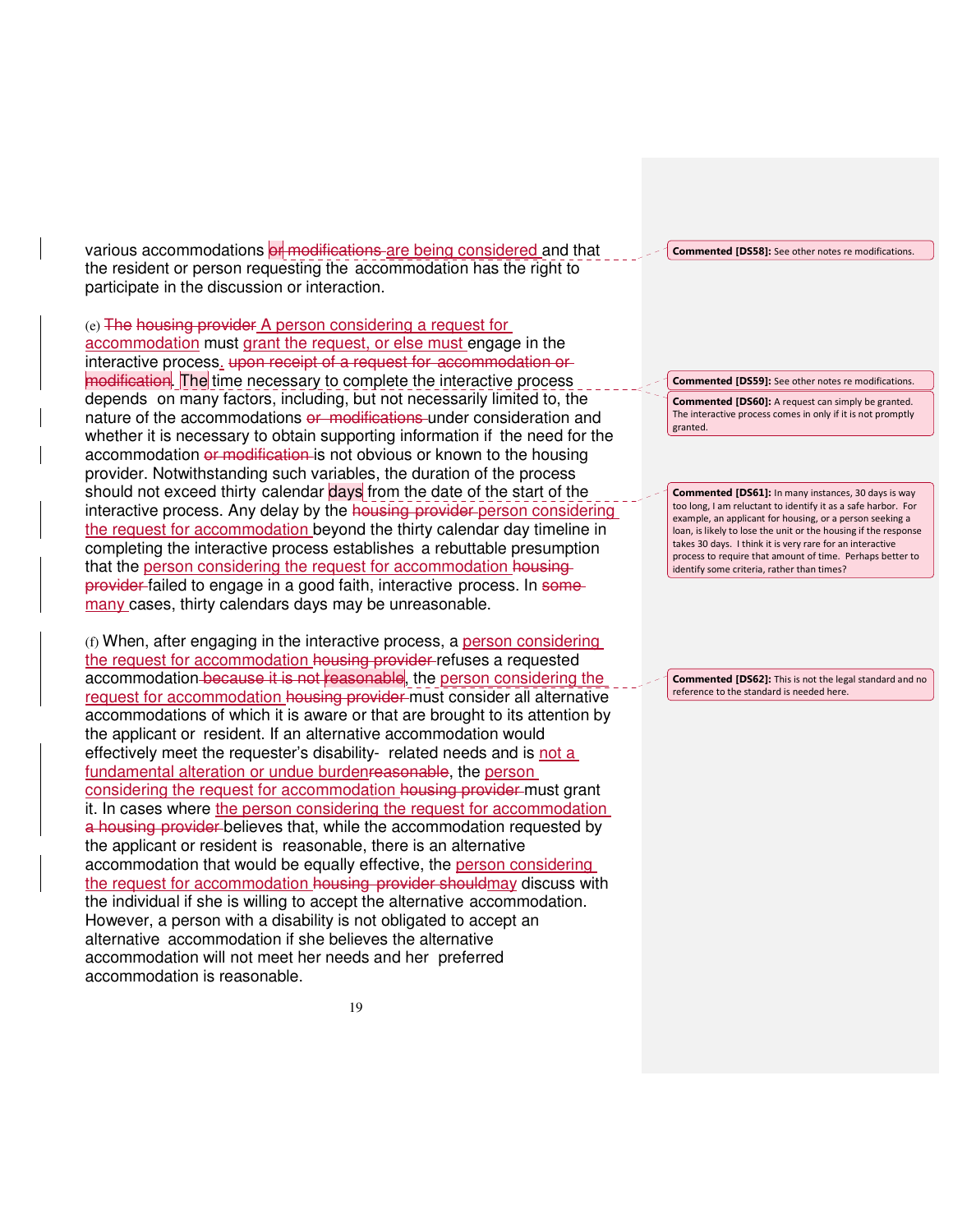various accommodations ~~or modifications~~ are being considered and that the resident or person requesting the accommodation has the right to participate in the discussion or interaction.

(e) ~~The housing provider~~ A person considering a request for accommodation must grant the request, or else must engage in the interactive process. ~~upon receipt of a request for accommodation or modification~~. The time necessary to complete the interactive process depends on many factors, including, but not necessarily limited to, the nature of the accommodations ~~or modifications~~ under consideration and whether it is necessary to obtain supporting information if the need for the accommodation ~~or modification~~ is not obvious or known to the housing provider. Notwithstanding such variables, the duration of the process should not exceed thirty calendar days from the date of the start of the interactive process. Any delay by the ~~housing provider~~ person considering the request for accommodation beyond the thirty calendar day timeline in completing the interactive process establishes a rebuttable presumption that the person considering the request for accommodation ~~housing provider~~ failed to engage in a good faith, interactive process. In ~~some~~ many cases, thirty calendars days may be unreasonable.

(f) When, after engaging in the interactive process, a person considering the request for accommodation ~~housing provider~~ refuses a requested accommodation ~~because it is not reasonable~~, the person considering the request for accommodation ~~housing provider~~ must consider all alternative accommodations of which it is aware or that are brought to its attention by the applicant or resident. If an alternative accommodation would effectively meet the requester's disability- related needs and is not a fundamental alteration or undue burden~~reasonable~~, the person considering the request for accommodation ~~housing provider~~ must grant it. In cases where the person considering the request for accommodation ~~a housing provider~~ believes that, while the accommodation requested by the applicant or resident is reasonable, there is an alternative accommodation that would be equally effective, the person considering the request for accommodation ~~housing provider should~~may discuss with the individual if she is willing to accept the alternative accommodation. However, a person with a disability is not obligated to accept an alternative accommodation if she believes the alternative accommodation will not meet her needs and her preferred accommodation is reasonable.

---

**Commented [DS58]:** See other notes re modifications.

**Commented [DS59]:** See other notes re modifications.

**Commented [DS60]:** A request can simply be granted. The interactive process comes in only if it is not promptly granted.

**Commented [DS61]:** In many instances, 30 days is way too long, I am reluctant to identify it as a safe harbor. For example, an applicant for housing, or a person seeking a loan, is likely to lose the unit or the housing if the response takes 30 days. I think it is very rare for an interactive process to require that amount of time. Perhaps better to identify some criteria, rather than times?

**Commented [DS62]:** This is not the legal standard and no reference to the standard is needed here.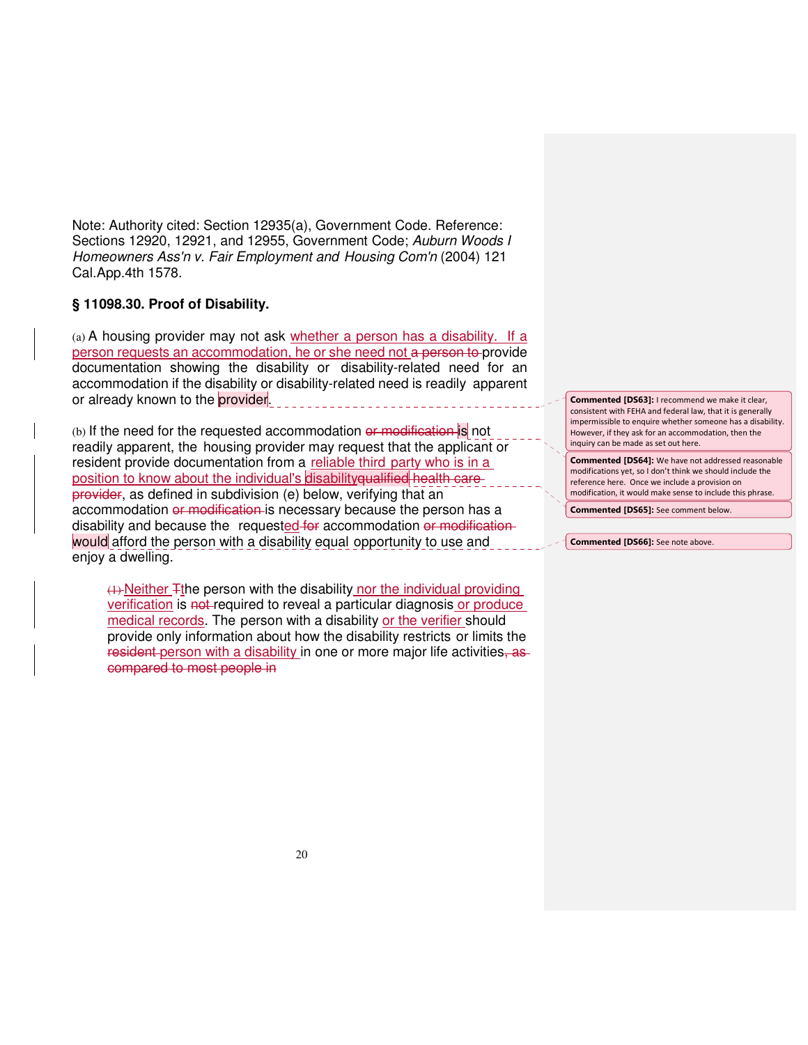Note: Authority cited: Section 12935(a), Government Code. Reference: Sections 12920, 12921, and 12955, Government Code; *Auburn Woods I Homeowners Ass'n v. Fair Employment and Housing Com'n* (2004) 121 Cal.App.4th 1578.

**§ 11098.30. Proof of Disability.**

(a) A housing provider may not ask whether a person has a disability. If a person requests an accommodation, he or she need not ~~a person to~~ provide documentation showing the disability or disability-related need for an accommodation if the disability or disability-related need is readily apparent or already known to the provider.

(b) If the need for the requested accommodation ~~or modification~~ is not readily apparent, the housing provider may request that the applicant or resident provide documentation from a reliable third party who is in a position to know about the individual's disability~~qualified~~ ~~health care provider~~, as defined in subdivision (e) below, verifying that an accommodation ~~or modification~~ is necessary because the person has a disability and because the requested ~~for~~ accommodation ~~or modification~~ would afford the person with a disability equal opportunity to use and enjoy a dwelling.

> ~~(1)~~ Neither ~~T~~the person with the disability nor the individual providing verification is ~~not~~ required to reveal a particular diagnosis or produce medical records. The person with a disability or the verifier should provide only information about how the disability restricts or limits the ~~resident~~ person with a disability in one or more major life activities~~, as compared to most people in~~

**Commented [DS63]:** I recommend we make it clear, consistent with FEHA and federal law, that it is generally impermissible to enquire whether someone has a disability. However, if they ask for an accommodation, then the inquiry can be made as set out here.

**Commented [DS64]:** We have not addressed reasonable modifications yet, so I don't think we should include the reference here. Once we include a provision on modification, it would make sense to include this phrase.

**Commented [DS65]:** See comment below.

**Commented [DS66]:** See note above.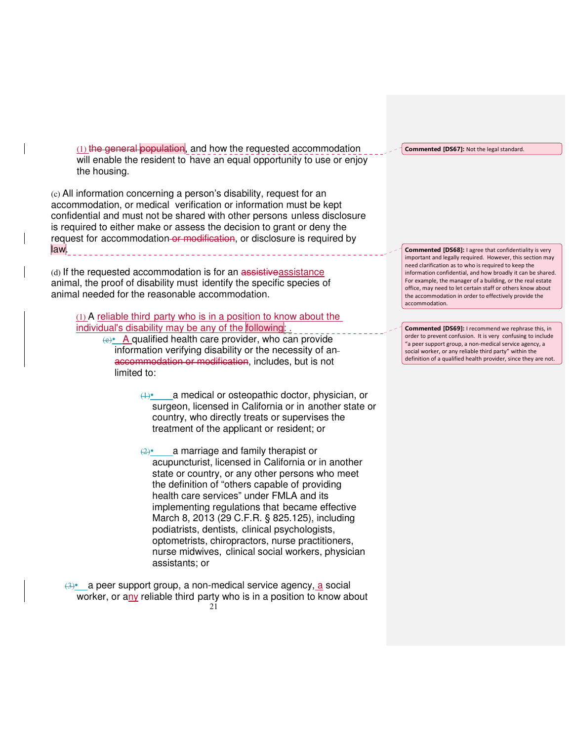(1) ~~the general~~ population, and how the requested accommodation will enable the resident to have an equal opportunity to use or enjoy the housing.

(c) All information concerning a person's disability, request for an accommodation, or medical verification or information must be kept confidential and must not be shared with other persons unless disclosure is required to either make or assess the decision to grant or deny the request for accommodation ~~or modification~~, or disclosure is required by law.

(d) If the requested accommodation is for an ~~assistive~~assistance animal, the proof of disability must identify the specific species of animal needed for the reasonable accommodation.

(1) A reliable third party who is in a position to know about the individual's disability may be any of the following: .

- ~~(e)~~ A qualified health care provider, who can provide information verifying disability or the necessity of an ~~accommodation or modification~~, includes, but is not limited to:
  - ~~(1)~~ a medical or osteopathic doctor, physician, or surgeon, licensed in California or in another state or country, who directly treats or supervises the treatment of the applicant or resident; or
  - ~~(2)~~ a marriage and family therapist or acupuncturist, licensed in California or in another state or country, or any other persons who meet the definition of "others capable of providing health care services" under FMLA and its implementing regulations that became effective March 8, 2013 (29 C.F.R. § 825.125), including podiatrists, dentists, clinical psychologists, optometrists, chiropractors, nurse practitioners, nurse midwives, clinical social workers, physician assistants; or
- ~~(3)~~ a peer support group, a non-medical service agency, a social worker, or any reliable third party who is in a position to know about

**Commented [DS67]:** Not the legal standard.

**Commented [DS68]:** I agree that confidentiality is very important and legally required. However, this section may need clarification as to who is required to keep the information confidential, and how broadly it can be shared. For example, the manager of a building, or the real estate office, may need to let certain staff or others know about the accommodation in order to effectively provide the accommodation.

**Commented [DS69]:** I recommend we rephrase this, in order to prevent confusion. It is very confusing to include "a peer support group, a non-medical service agency, a social worker, or any reliable third party" within the definition of a qualified health provider, since they are not.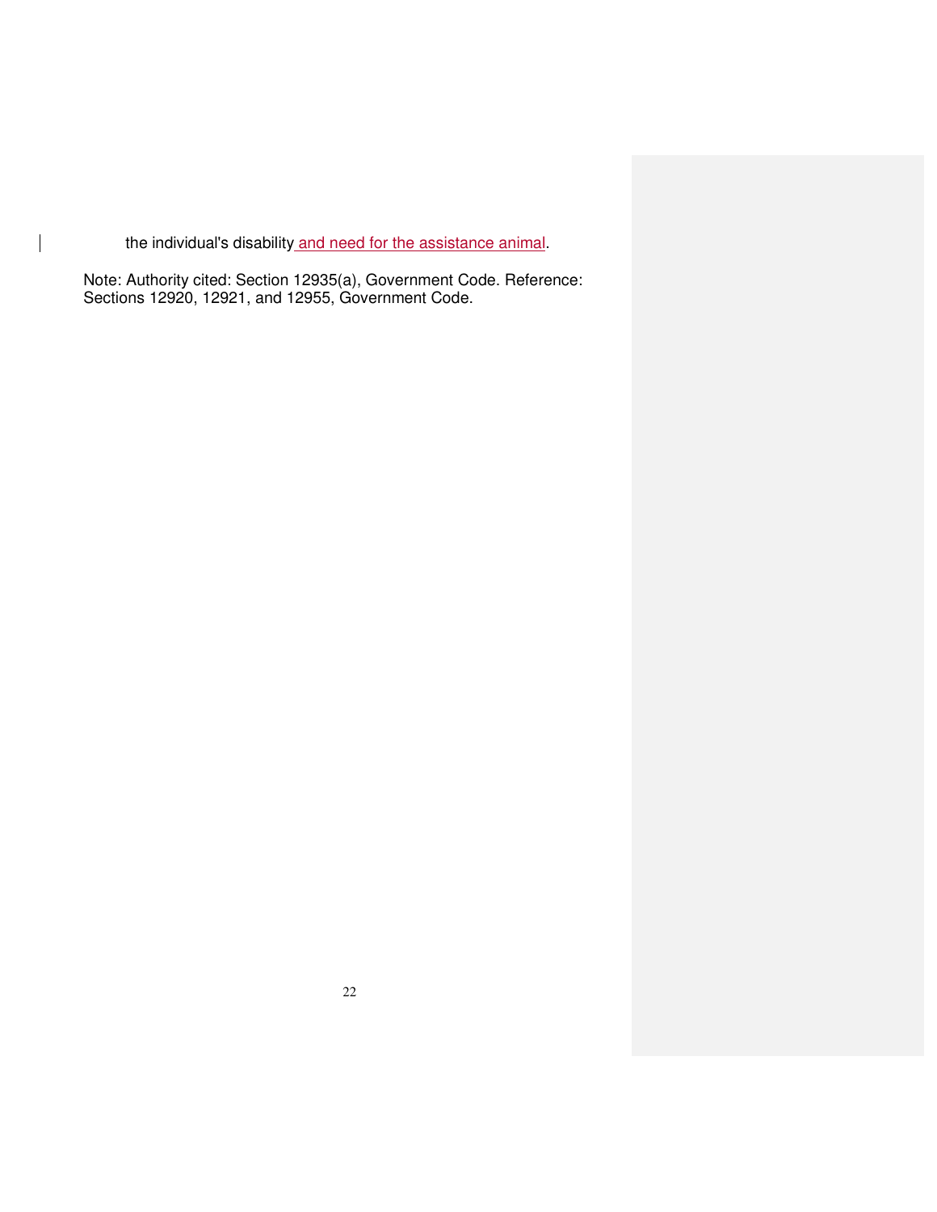the individual's disability and need for the assistance animal.

Note: Authority cited: Section 12935(a), Government Code. Reference: Sections 12920, 12921, and 12955, Government Code.